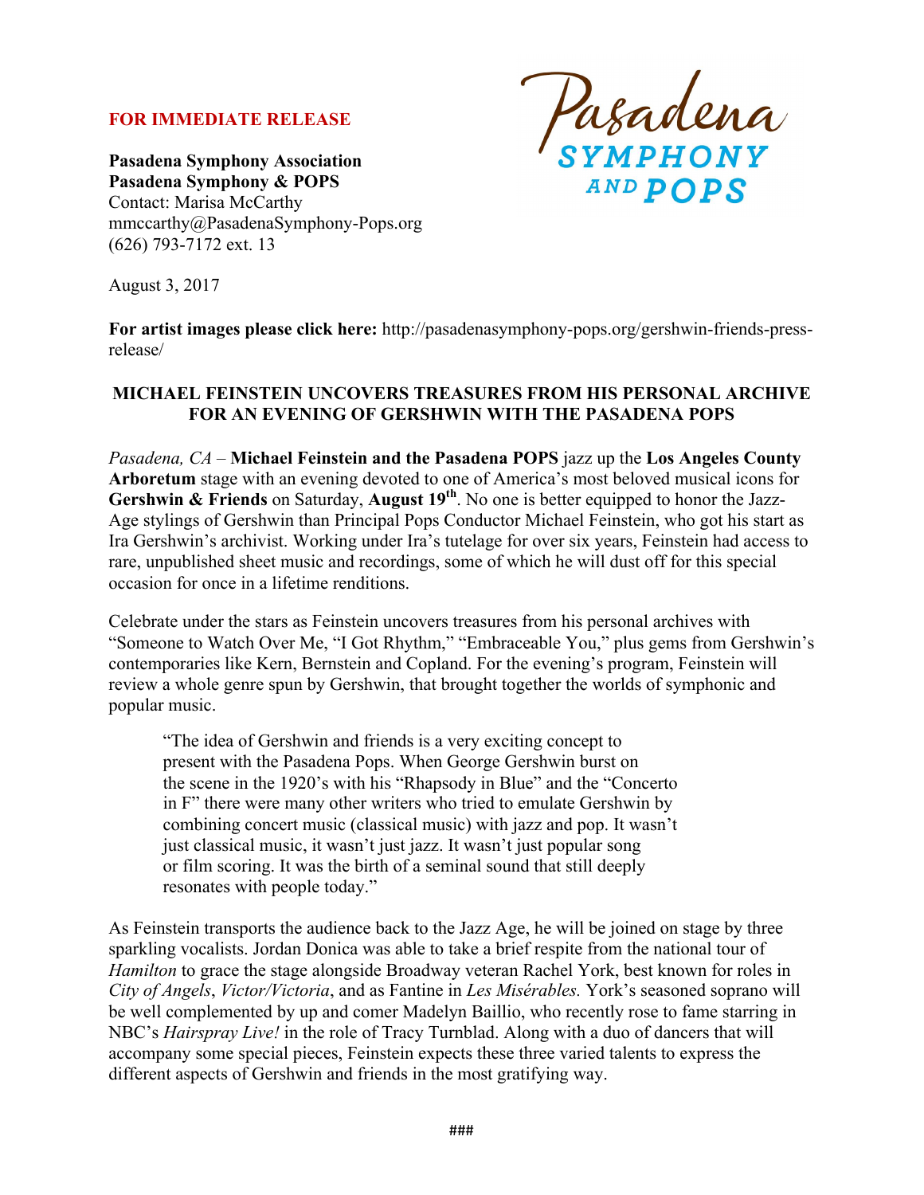**FOR IMMEDIATE RELEASE**

**Pasadena Symphony Association**
**Pasadena Symphony & POPS**
Contact: Marisa McCarthy
mmccarthy@PasadenaSymphony-Pops.org
(626) 793-7172 ext. 13

Pasadena SYMPHONY AND POPS

August 3, 2017

**For artist images please click here:** http://pasadenasymphony-pops.org/gershwin-friends-press-release/

**MICHAEL FEINSTEIN UNCOVERS TREASURES FROM HIS PERSONAL ARCHIVE FOR AN EVENING OF GERSHWIN WITH THE PASADENA POPS**

*Pasadena, CA* – **Michael Feinstein and the Pasadena POPS** jazz up the **Los Angeles County Arboretum** stage with an evening devoted to one of America's most beloved musical icons for **Gershwin & Friends** on Saturday, **August 19th**. No one is better equipped to honor the Jazz-Age stylings of Gershwin than Principal Pops Conductor Michael Feinstein, who got his start as Ira Gershwin's archivist. Working under Ira's tutelage for over six years, Feinstein had access to rare, unpublished sheet music and recordings, some of which he will dust off for this special occasion for once in a lifetime renditions.

Celebrate under the stars as Feinstein uncovers treasures from his personal archives with "Someone to Watch Over Me, "I Got Rhythm," "Embraceable You," plus gems from Gershwin's contemporaries like Kern, Bernstein and Copland. For the evening's program, Feinstein will review a whole genre spun by Gershwin, that brought together the worlds of symphonic and popular music.

> "The idea of Gershwin and friends is a very exciting concept to present with the Pasadena Pops. When George Gershwin burst on the scene in the 1920's with his "Rhapsody in Blue" and the "Concerto in F" there were many other writers who tried to emulate Gershwin by combining concert music (classical music) with jazz and pop. It wasn't just classical music, it wasn't just jazz. It wasn't just popular song or film scoring. It was the birth of a seminal sound that still deeply resonates with people today."

As Feinstein transports the audience back to the Jazz Age, he will be joined on stage by three sparkling vocalists. Jordan Donica was able to take a brief respite from the national tour of *Hamilton* to grace the stage alongside Broadway veteran Rachel York, best known for roles in *City of Angels*, *Victor/Victoria*, and as Fantine in *Les Misérables.* York's seasoned soprano will be well complemented by up and comer Madelyn Baillio, who recently rose to fame starring in NBC's *Hairspray Live!* in the role of Tracy Turnblad. Along with a duo of dancers that will accompany some special pieces, Feinstein expects these three varied talents to express the different aspects of Gershwin and friends in the most gratifying way.

###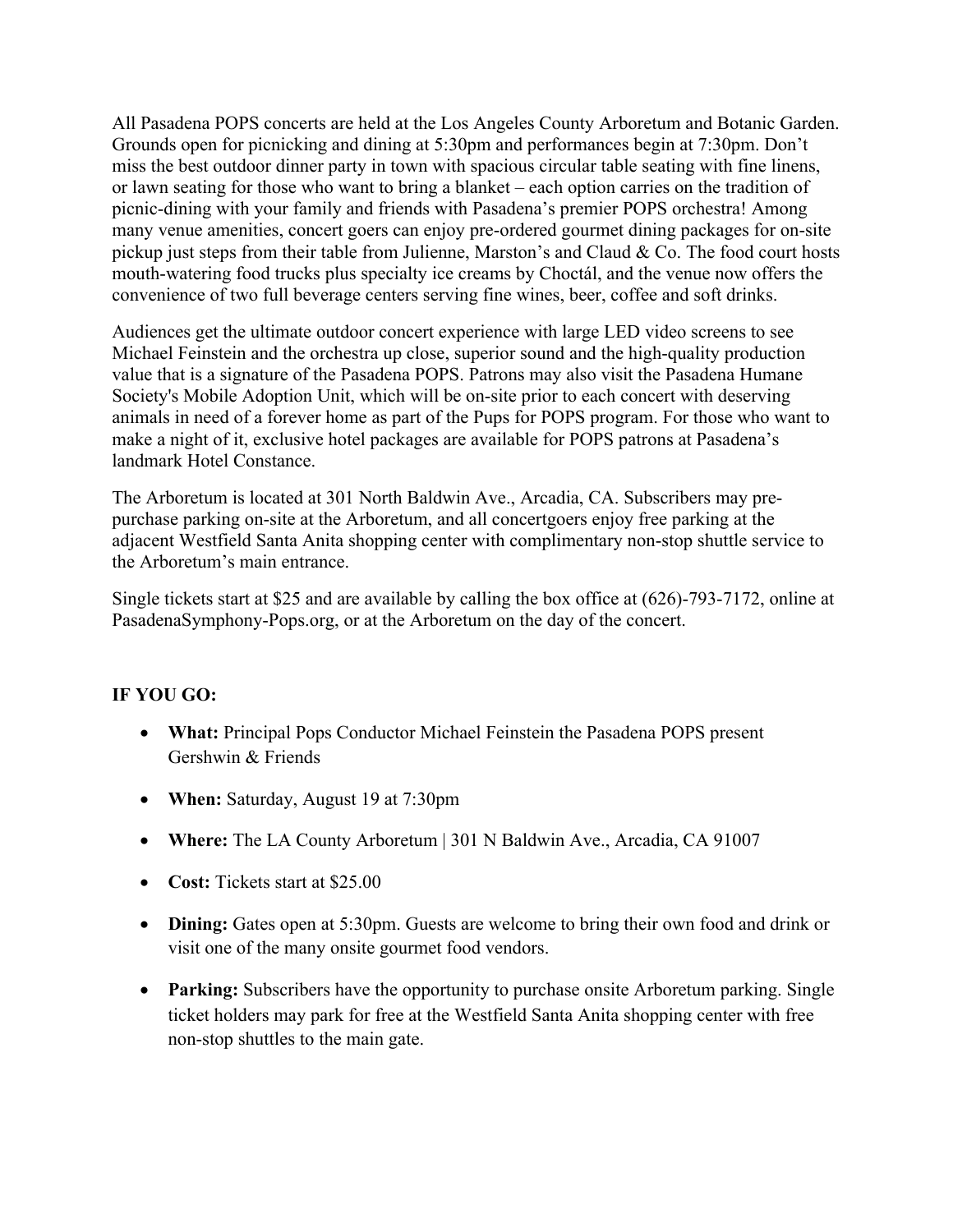All Pasadena POPS concerts are held at the Los Angeles County Arboretum and Botanic Garden. Grounds open for picnicking and dining at 5:30pm and performances begin at 7:30pm. Don't miss the best outdoor dinner party in town with spacious circular table seating with fine linens, or lawn seating for those who want to bring a blanket – each option carries on the tradition of picnic-dining with your family and friends with Pasadena's premier POPS orchestra! Among many venue amenities, concert goers can enjoy pre-ordered gourmet dining packages for on-site pickup just steps from their table from Julienne, Marston's and Claud & Co. The food court hosts mouth-watering food trucks plus specialty ice creams by Choctál, and the venue now offers the convenience of two full beverage centers serving fine wines, beer, coffee and soft drinks.

Audiences get the ultimate outdoor concert experience with large LED video screens to see Michael Feinstein and the orchestra up close, superior sound and the high-quality production value that is a signature of the Pasadena POPS. Patrons may also visit the Pasadena Humane Society's Mobile Adoption Unit, which will be on-site prior to each concert with deserving animals in need of a forever home as part of the Pups for POPS program. For those who want to make a night of it, exclusive hotel packages are available for POPS patrons at Pasadena's landmark Hotel Constance.

The Arboretum is located at 301 North Baldwin Ave., Arcadia, CA. Subscribers may pre-purchase parking on-site at the Arboretum, and all concertgoers enjoy free parking at the adjacent Westfield Santa Anita shopping center with complimentary non-stop shuttle service to the Arboretum's main entrance.

Single tickets start at $25 and are available by calling the box office at (626)-793-7172, online at PasadenaSymphony-Pops.org, or at the Arboretum on the day of the concert.

**IF YOU GO:**

- **What:** Principal Pops Conductor Michael Feinstein the Pasadena POPS present Gershwin & Friends
- **When:** Saturday, August 19 at 7:30pm
- **Where:** The LA County Arboretum | 301 N Baldwin Ave., Arcadia, CA 91007
- **Cost:** Tickets start at $25.00
- **Dining:** Gates open at 5:30pm. Guests are welcome to bring their own food and drink or visit one of the many onsite gourmet food vendors.
- **Parking:** Subscribers have the opportunity to purchase onsite Arboretum parking. Single ticket holders may park for free at the Westfield Santa Anita shopping center with free non-stop shuttles to the main gate.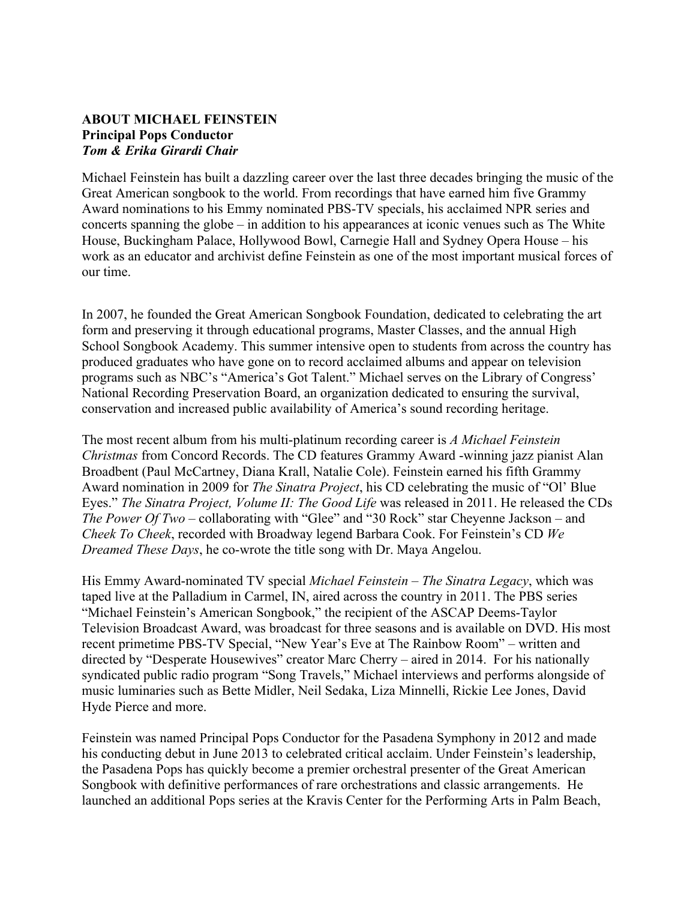**ABOUT MICHAEL FEINSTEIN**
**Principal Pops Conductor**
***Tom & Erika Girardi Chair***

Michael Feinstein has built a dazzling career over the last three decades bringing the music of the Great American songbook to the world. From recordings that have earned him five Grammy Award nominations to his Emmy nominated PBS-TV specials, his acclaimed NPR series and concerts spanning the globe – in addition to his appearances at iconic venues such as The White House, Buckingham Palace, Hollywood Bowl, Carnegie Hall and Sydney Opera House – his work as an educator and archivist define Feinstein as one of the most important musical forces of our time.

In 2007, he founded the Great American Songbook Foundation, dedicated to celebrating the art form and preserving it through educational programs, Master Classes, and the annual High School Songbook Academy. This summer intensive open to students from across the country has produced graduates who have gone on to record acclaimed albums and appear on television programs such as NBC's "America's Got Talent." Michael serves on the Library of Congress' National Recording Preservation Board, an organization dedicated to ensuring the survival, conservation and increased public availability of America's sound recording heritage.

The most recent album from his multi-platinum recording career is *A Michael Feinstein Christmas* from Concord Records. The CD features Grammy Award -winning jazz pianist Alan Broadbent (Paul McCartney, Diana Krall, Natalie Cole). Feinstein earned his fifth Grammy Award nomination in 2009 for *The Sinatra Project*, his CD celebrating the music of "Ol' Blue Eyes." *The Sinatra Project, Volume II: The Good Life* was released in 2011. He released the CDs *The Power Of Two* – collaborating with "Glee" and "30 Rock" star Cheyenne Jackson – and *Cheek To Cheek*, recorded with Broadway legend Barbara Cook. For Feinstein's CD *We Dreamed These Days*, he co-wrote the title song with Dr. Maya Angelou.

His Emmy Award-nominated TV special *Michael Feinstein – The Sinatra Legacy*, which was taped live at the Palladium in Carmel, IN, aired across the country in 2011. The PBS series "Michael Feinstein's American Songbook," the recipient of the ASCAP Deems-Taylor Television Broadcast Award, was broadcast for three seasons and is available on DVD. His most recent primetime PBS-TV Special, "New Year's Eve at The Rainbow Room" – written and directed by "Desperate Housewives" creator Marc Cherry – aired in 2014. For his nationally syndicated public radio program "Song Travels," Michael interviews and performs alongside of music luminaries such as Bette Midler, Neil Sedaka, Liza Minnelli, Rickie Lee Jones, David Hyde Pierce and more.

Feinstein was named Principal Pops Conductor for the Pasadena Symphony in 2012 and made his conducting debut in June 2013 to celebrated critical acclaim. Under Feinstein's leadership, the Pasadena Pops has quickly become a premier orchestral presenter of the Great American Songbook with definitive performances of rare orchestrations and classic arrangements. He launched an additional Pops series at the Kravis Center for the Performing Arts in Palm Beach,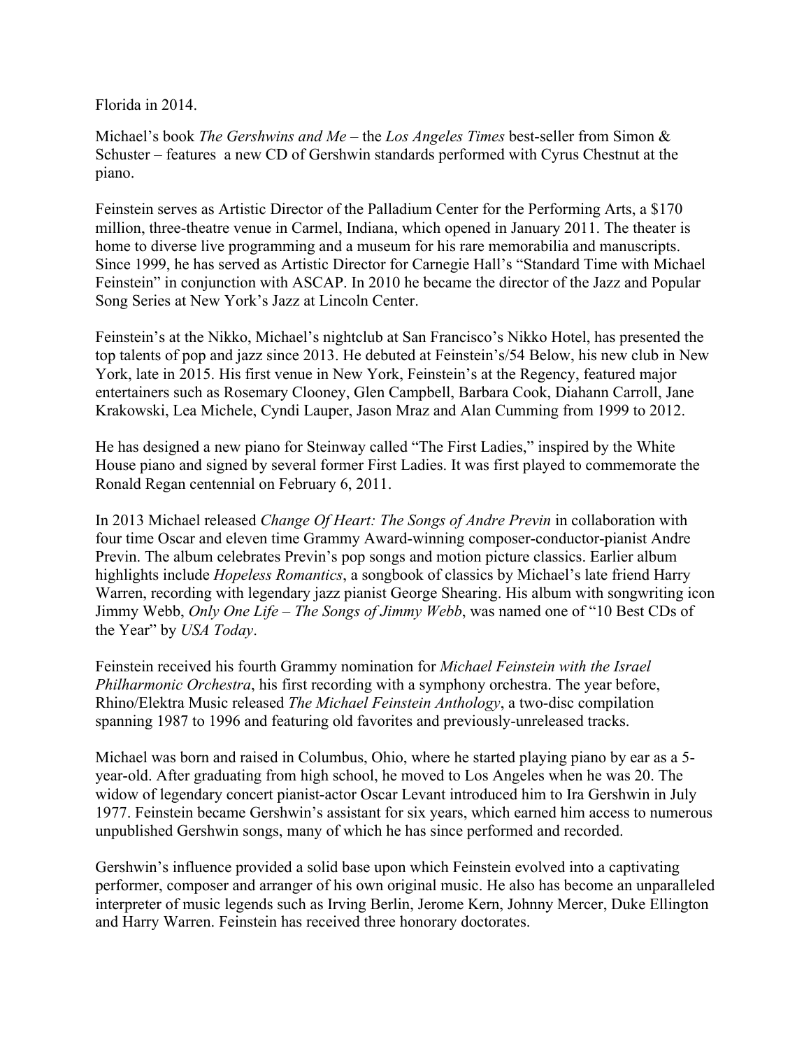Florida in 2014.

Michael's book *The Gershwins and Me* – the *Los Angeles Times* best-seller from Simon & Schuster – features a new CD of Gershwin standards performed with Cyrus Chestnut at the piano.

Feinstein serves as Artistic Director of the Palladium Center for the Performing Arts, a $170 million, three-theatre venue in Carmel, Indiana, which opened in January 2011. The theater is home to diverse live programming and a museum for his rare memorabilia and manuscripts. Since 1999, he has served as Artistic Director for Carnegie Hall's "Standard Time with Michael Feinstein" in conjunction with ASCAP. In 2010 he became the director of the Jazz and Popular Song Series at New York's Jazz at Lincoln Center.

Feinstein's at the Nikko, Michael's nightclub at San Francisco's Nikko Hotel, has presented the top talents of pop and jazz since 2013. He debuted at Feinstein's/54 Below, his new club in New York, late in 2015. His first venue in New York, Feinstein's at the Regency, featured major entertainers such as Rosemary Clooney, Glen Campbell, Barbara Cook, Diahann Carroll, Jane Krakowski, Lea Michele, Cyndi Lauper, Jason Mraz and Alan Cumming from 1999 to 2012.

He has designed a new piano for Steinway called "The First Ladies," inspired by the White House piano and signed by several former First Ladies. It was first played to commemorate the Ronald Regan centennial on February 6, 2011.

In 2013 Michael released *Change Of Heart: The Songs of Andre Previn* in collaboration with four time Oscar and eleven time Grammy Award-winning composer-conductor-pianist Andre Previn. The album celebrates Previn's pop songs and motion picture classics. Earlier album highlights include *Hopeless Romantics*, a songbook of classics by Michael's late friend Harry Warren, recording with legendary jazz pianist George Shearing. His album with songwriting icon Jimmy Webb, *Only One Life – The Songs of Jimmy Webb*, was named one of "10 Best CDs of the Year" by *USA Today*.

Feinstein received his fourth Grammy nomination for *Michael Feinstein with the Israel Philharmonic Orchestra*, his first recording with a symphony orchestra. The year before, Rhino/Elektra Music released *The Michael Feinstein Anthology*, a two-disc compilation spanning 1987 to 1996 and featuring old favorites and previously-unreleased tracks.

Michael was born and raised in Columbus, Ohio, where he started playing piano by ear as a 5-year-old. After graduating from high school, he moved to Los Angeles when he was 20. The widow of legendary concert pianist-actor Oscar Levant introduced him to Ira Gershwin in July 1977. Feinstein became Gershwin's assistant for six years, which earned him access to numerous unpublished Gershwin songs, many of which he has since performed and recorded.

Gershwin's influence provided a solid base upon which Feinstein evolved into a captivating performer, composer and arranger of his own original music. He also has become an unparalleled interpreter of music legends such as Irving Berlin, Jerome Kern, Johnny Mercer, Duke Ellington and Harry Warren. Feinstein has received three honorary doctorates.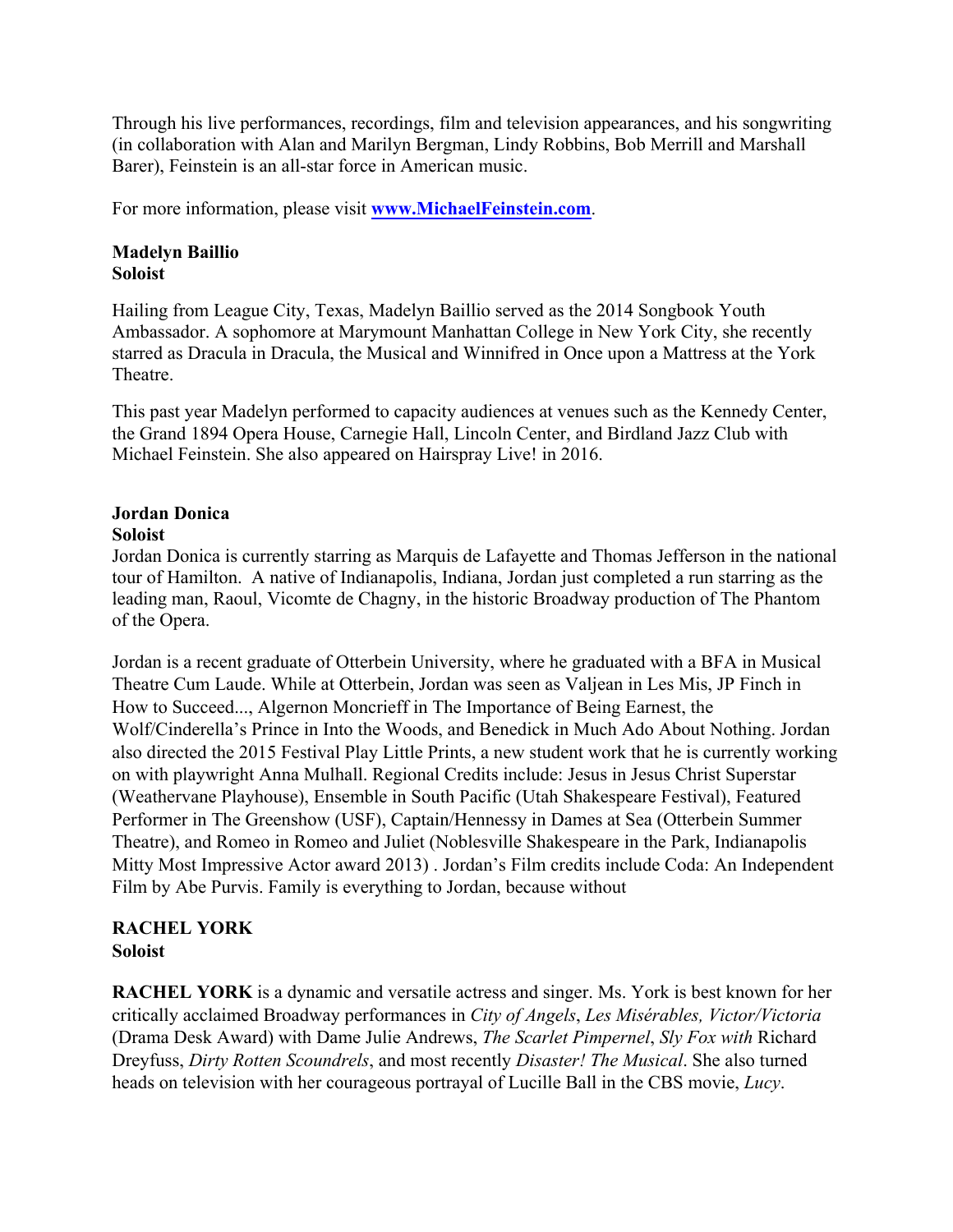Through his live performances, recordings, film and television appearances, and his songwriting (in collaboration with Alan and Marilyn Bergman, Lindy Robbins, Bob Merrill and Marshall Barer), Feinstein is an all-star force in American music.

For more information, please visit **www.MichaelFeinstein.com**.

**Madelyn Baillio**
**Soloist**

Hailing from League City, Texas, Madelyn Baillio served as the 2014 Songbook Youth Ambassador. A sophomore at Marymount Manhattan College in New York City, she recently starred as Dracula in Dracula, the Musical and Winnifred in Once upon a Mattress at the York Theatre.

This past year Madelyn performed to capacity audiences at venues such as the Kennedy Center, the Grand 1894 Opera House, Carnegie Hall, Lincoln Center, and Birdland Jazz Club with Michael Feinstein. She also appeared on Hairspray Live! in 2016.

**Jordan Donica**
**Soloist**

Jordan Donica is currently starring as Marquis de Lafayette and Thomas Jefferson in the national tour of Hamilton. A native of Indianapolis, Indiana, Jordan just completed a run starring as the leading man, Raoul, Vicomte de Chagny, in the historic Broadway production of The Phantom of the Opera.

Jordan is a recent graduate of Otterbein University, where he graduated with a BFA in Musical Theatre Cum Laude. While at Otterbein, Jordan was seen as Valjean in Les Mis, JP Finch in How to Succeed..., Algernon Moncrieff in The Importance of Being Earnest, the Wolf/Cinderella's Prince in Into the Woods, and Benedick in Much Ado About Nothing. Jordan also directed the 2015 Festival Play Little Prints, a new student work that he is currently working on with playwright Anna Mulhall. Regional Credits include: Jesus in Jesus Christ Superstar (Weathervane Playhouse), Ensemble in South Pacific (Utah Shakespeare Festival), Featured Performer in The Greenshow (USF), Captain/Hennessy in Dames at Sea (Otterbein Summer Theatre), and Romeo in Romeo and Juliet (Noblesville Shakespeare in the Park, Indianapolis Mitty Most Impressive Actor award 2013) . Jordan's Film credits include Coda: An Independent Film by Abe Purvis. Family is everything to Jordan, because without

**RACHEL YORK**
**Soloist**

**RACHEL YORK** is a dynamic and versatile actress and singer. Ms. York is best known for her critically acclaimed Broadway performances in *City of Angels*, *Les Misérables, Victor/Victoria* (Drama Desk Award) with Dame Julie Andrews, *The Scarlet Pimpernel*, *Sly Fox with* Richard Dreyfuss, *Dirty Rotten Scoundrels*, and most recently *Disaster! The Musical*. She also turned heads on television with her courageous portrayal of Lucille Ball in the CBS movie, *Lucy*.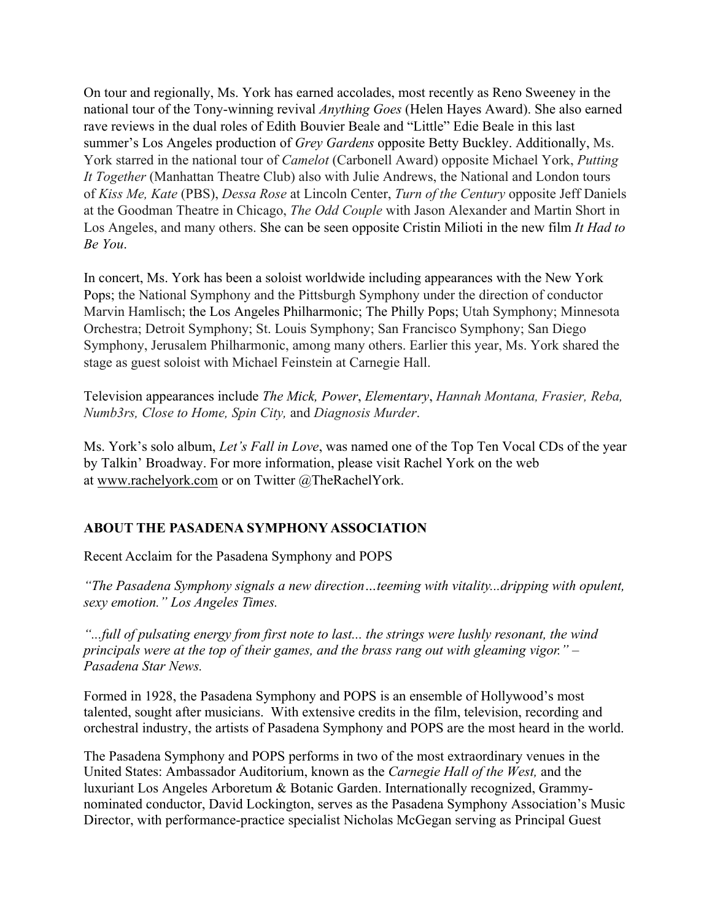On tour and regionally, Ms. York has earned accolades, most recently as Reno Sweeney in the national tour of the Tony-winning revival *Anything Goes* (Helen Hayes Award). She also earned rave reviews in the dual roles of Edith Bouvier Beale and "Little" Edie Beale in this last summer's Los Angeles production of *Grey Gardens* opposite Betty Buckley. Additionally, Ms. York starred in the national tour of *Camelot* (Carbonell Award) opposite Michael York, *Putting It Together* (Manhattan Theatre Club) also with Julie Andrews, the National and London tours of *Kiss Me, Kate* (PBS), *Dessa Rose* at Lincoln Center, *Turn of the Century* opposite Jeff Daniels at the Goodman Theatre in Chicago, *The Odd Couple* with Jason Alexander and Martin Short in Los Angeles, and many others. She can be seen opposite Cristin Milioti in the new film *It Had to Be You*.

In concert, Ms. York has been a soloist worldwide including appearances with the New York Pops; the National Symphony and the Pittsburgh Symphony under the direction of conductor Marvin Hamlisch; the Los Angeles Philharmonic; The Philly Pops; Utah Symphony; Minnesota Orchestra; Detroit Symphony; St. Louis Symphony; San Francisco Symphony; San Diego Symphony, Jerusalem Philharmonic, among many others. Earlier this year, Ms. York shared the stage as guest soloist with Michael Feinstein at Carnegie Hall.

Television appearances include *The Mick, Power*, *Elementary*, *Hannah Montana, Frasier, Reba, Numb3rs, Close to Home, Spin City,* and *Diagnosis Murder*.

Ms. York's solo album, *Let's Fall in Love*, was named one of the Top Ten Vocal CDs of the year by Talkin' Broadway. For more information, please visit Rachel York on the web at www.rachelyork.com or on Twitter @TheRachelYork.

**ABOUT THE PASADENA SYMPHONY ASSOCIATION**

Recent Acclaim for the Pasadena Symphony and POPS

*"The Pasadena Symphony signals a new direction…teeming with vitality...dripping with opulent, sexy emotion." Los Angeles Times.*

*"...full of pulsating energy from first note to last... the strings were lushly resonant, the wind principals were at the top of their games, and the brass rang out with gleaming vigor." – Pasadena Star News.*

Formed in 1928, the Pasadena Symphony and POPS is an ensemble of Hollywood's most talented, sought after musicians. With extensive credits in the film, television, recording and orchestral industry, the artists of Pasadena Symphony and POPS are the most heard in the world.

The Pasadena Symphony and POPS performs in two of the most extraordinary venues in the United States: Ambassador Auditorium, known as the *Carnegie Hall of the West,* and the luxuriant Los Angeles Arboretum & Botanic Garden. Internationally recognized, Grammy-nominated conductor, David Lockington, serves as the Pasadena Symphony Association's Music Director, with performance-practice specialist Nicholas McGegan serving as Principal Guest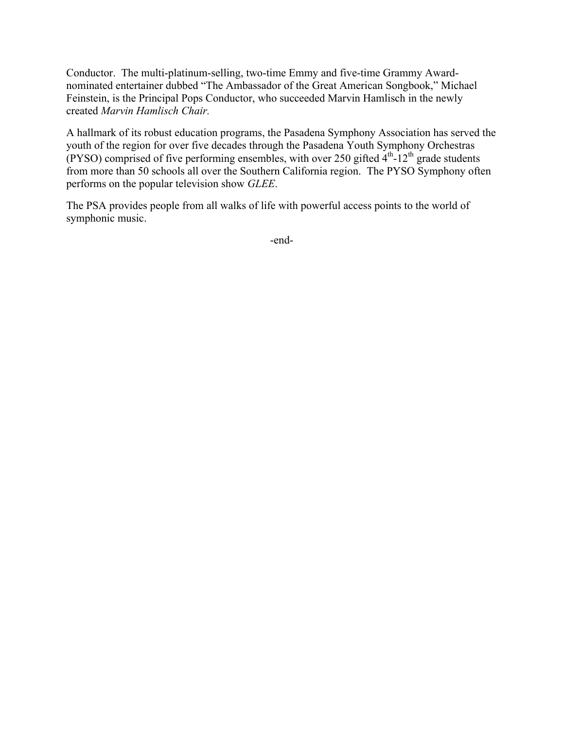Conductor. The multi-platinum-selling, two-time Emmy and five-time Grammy Award-nominated entertainer dubbed "The Ambassador of the Great American Songbook," Michael Feinstein, is the Principal Pops Conductor, who succeeded Marvin Hamlisch in the newly created *Marvin Hamlisch Chair*.

A hallmark of its robust education programs, the Pasadena Symphony Association has served the youth of the region for over five decades through the Pasadena Youth Symphony Orchestras (PYSO) comprised of five performing ensembles, with over 250 gifted 4th-12th grade students from more than 50 schools all over the Southern California region. The PYSO Symphony often performs on the popular television show *GLEE*.

The PSA provides people from all walks of life with powerful access points to the world of symphonic music.

-end-